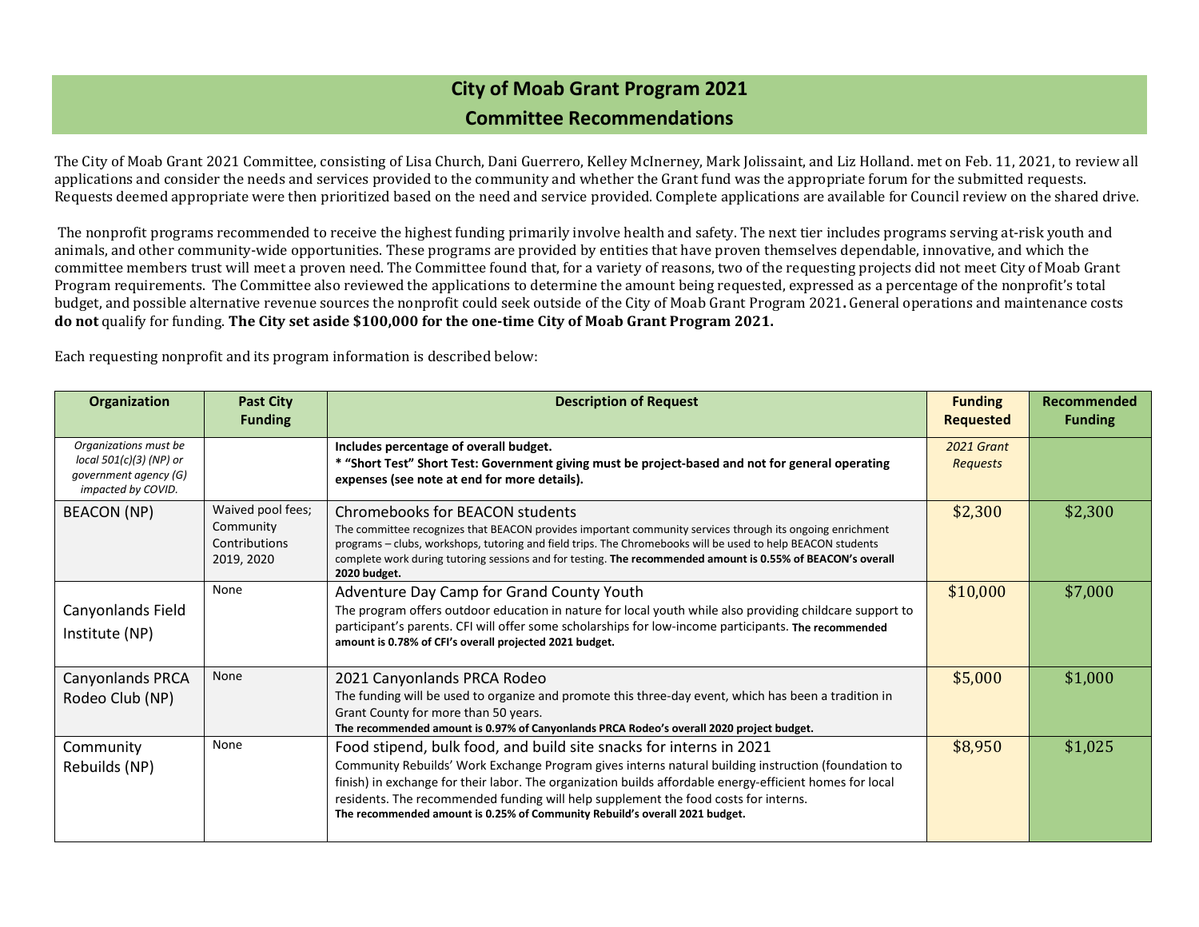# City of Moab Grant Program 2021
## Committee Recommendations

The City of Moab Grant 2021 Committee, consisting of Lisa Church, Dani Guerrero, Kelley McInerney, Mark Jolissaint, and Liz Holland. met on Feb. 11, 2021, to review all applications and consider the needs and services provided to the community and whether the Grant fund was the appropriate forum for the submitted requests. Requests deemed appropriate were then prioritized based on the need and service provided. Complete applications are available for Council review on the shared drive.

The nonprofit programs recommended to receive the highest funding primarily involve health and safety. The next tier includes programs serving at-risk youth and animals, and other community-wide opportunities. These programs are provided by entities that have proven themselves dependable, innovative, and which the committee members trust will meet a proven need. The Committee found that, for a variety of reasons, two of the requesting projects did not meet City of Moab Grant Program requirements. The Committee also reviewed the applications to determine the amount being requested, expressed as a percentage of the nonprofit's total budget, and possible alternative revenue sources the nonprofit could seek outside of the City of Moab Grant Program 2021**.** General operations and maintenance costs **do not** qualify for funding. **The City set aside $100,000 for the one-time City of Moab Grant Program 2021.**

Each requesting nonprofit and its program information is described below:

| Organization | Past City Funding | Description of Request | Funding Requested | Recommended Funding |
|---|---|---|---|---|
| *Organizations must be local 501(c)(3) (NP) or government agency (G) impacted by COVID.* | | **Includes percentage of overall budget.** **\* "Short Test" Short Test: Government giving must be project-based and not for general operating expenses (see note at end for more details).** | *2021 Grant Requests* | |
| BEACON (NP) | Waived pool fees; Community Contributions 2019, 2020 | Chromebooks for BEACON students<br>The committee recognizes that BEACON provides important community services through its ongoing enrichment programs – clubs, workshops, tutoring and field trips. The Chromebooks will be used to help BEACON students complete work during tutoring sessions and for testing. **The recommended amount is 0.55% of BEACON's overall 2020 budget.** | $2,300 | $2,300 |
| Canyonlands Field Institute (NP) | None | Adventure Day Camp for Grand County Youth<br>The program offers outdoor education in nature for local youth while also providing childcare support to participant's parents. CFI will offer some scholarships for low-income participants. **The recommended amount is 0.78% of CFI's overall projected 2021 budget.** | $10,000 | $7,000 |
| Canyonlands PRCA Rodeo Club (NP) | None | 2021 Canyonlands PRCA Rodeo<br>The funding will be used to organize and promote this three-day event, which has been a tradition in Grant County for more than 50 years.<br>**The recommended amount is 0.97% of Canyonlands PRCA Rodeo's overall 2020 project budget.** | $5,000 | $1,000 |
| Community Rebuilds (NP) | None | Food stipend, bulk food, and build site snacks for interns in 2021<br>Community Rebuilds' Work Exchange Program gives interns natural building instruction (foundation to finish) in exchange for their labor. The organization builds affordable energy-efficient homes for local residents. The recommended funding will help supplement the food costs for interns.<br>**The recommended amount is 0.25% of Community Rebuild's overall 2021 budget.** | $8,950 | $1,025 |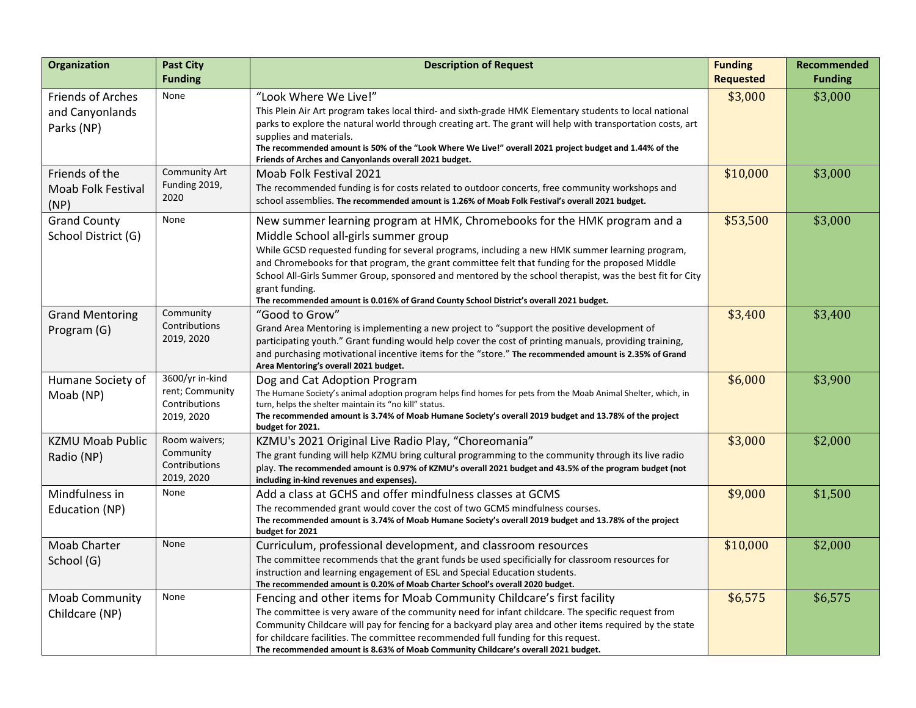| Organization | Past City Funding | Description of Request | Funding Requested | Recommended Funding |
|---|---|---|---|---|
| Friends of Arches and Canyonlands Parks (NP) | None | "Look Where We Live!"<br>This Plein Air Art program takes local third- and sixth-grade HMK Elementary students to local national parks to explore the natural world through creating art. The grant will help with transportation costs, art supplies and materials.<br>**The recommended amount is 50% of the "Look Where We Live!" overall 2021 project budget and 1.44% of the Friends of Arches and Canyonlands overall 2021 budget.** | $3,000 | $3,000 |
| Friends of the Moab Folk Festival (NP) | Community Art Funding 2019, 2020 | Moab Folk Festival 2021<br>The recommended funding is for costs related to outdoor concerts, free community workshops and school assemblies. **The recommended amount is 1.26% of Moab Folk Festival's overall 2021 budget.** | $10,000 | $3,000 |
| Grand County School District (G) | None | New summer learning program at HMK, Chromebooks for the HMK program and a Middle School all-girls summer group<br>While GCSD requested funding for several programs, including a new HMK summer learning program, and Chromebooks for that program, the grant committee felt that funding for the proposed Middle School All-Girls Summer Group, sponsored and mentored by the school therapist, was the best fit for City grant funding.<br>**The recommended amount is 0.016% of Grand County School District's overall 2021 budget.** | $53,500 | $3,000 |
| Grand Mentoring Program (G) | Community Contributions 2019, 2020 | "Good to Grow"<br>Grand Area Mentoring is implementing a new project to "support the positive development of participating youth." Grant funding would help cover the cost of printing manuals, providing training, and purchasing motivational incentive items for the "store." **The recommended amount is 2.35% of Grand Area Mentoring's overall 2021 budget.** | $3,400 | $3,400 |
| Humane Society of Moab (NP) | 3600/yr in-kind rent; Community Contributions 2019, 2020 | Dog and Cat Adoption Program<br>The Humane Society's animal adoption program helps find homes for pets from the Moab Animal Shelter, which, in turn, helps the shelter maintain its "no kill" status.<br>**The recommended amount is 3.74% of Moab Humane Society's overall 2019 budget and 13.78% of the project budget for 2021.** | $6,000 | $3,900 |
| KZMU Moab Public Radio (NP) | Room waivers; Community Contributions 2019, 2020 | KZMU's 2021 Original Live Radio Play, "Choreomania"<br>The grant funding will help KZMU bring cultural programming to the community through its live radio play. **The recommended amount is 0.97% of KZMU's overall 2021 budget and 43.5% of the program budget (not including in-kind revenues and expenses).** | $3,000 | $2,000 |
| Mindfulness in Education (NP) | None | Add a class at GCHS and offer mindfulness classes at GCMS<br>The recommended grant would cover the cost of two GCMS mindfulness courses.<br>**The recommended amount is 3.74% of Moab Humane Society's overall 2019 budget and 13.78% of the project budget for 2021** | $9,000 | $1,500 |
| Moab Charter School (G) | None | Curriculum, professional development, and classroom resources<br>The committee recommends that the grant funds be used specificially for classroom resources for instruction and learning engagement of ESL and Special Education students.<br>**The recommended amount is 0.20% of Moab Charter School's overall 2020 budget.** | $10,000 | $2,000 |
| Moab Community Childcare (NP) | None | Fencing and other items for Moab Community Childcare's first facility<br>The committee is very aware of the community need for infant childcare. The specific request from Community Childcare will pay for fencing for a backyard play area and other items required by the state for childcare facilities. The committee recommended full funding for this request.<br>**The recommended amount is 8.63% of Moab Community Childcare's overall 2021 budget.** | $6,575 | $6,575 |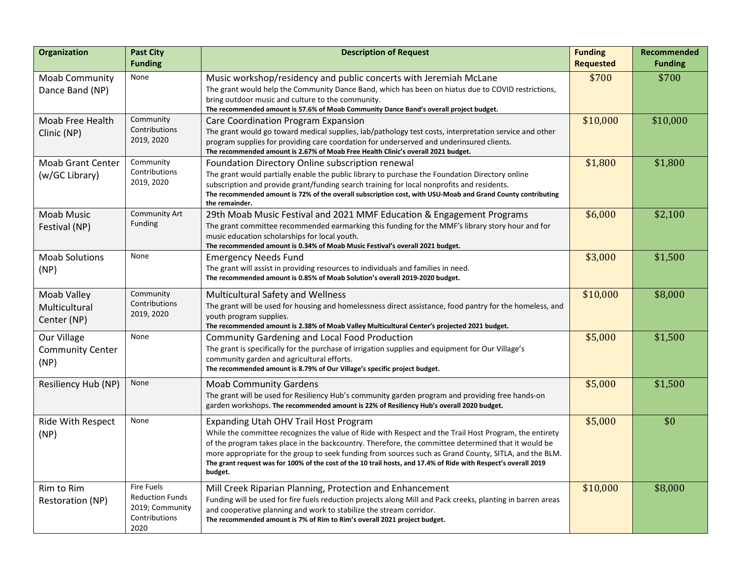| Organization | Past City Funding | Description of Request | Funding Requested | Recommended Funding |
|---|---|---|---|---|
| Moab Community Dance Band (NP) | None | Music workshop/residency and public concerts with Jeremiah McLane<br>The grant would help the Community Dance Band, which has been on hiatus due to COVID restrictions, bring outdoor music and culture to the community.<br>**The recommended amount is 57.6% of Moab Community Dance Band's overall project budget.** | $700 | $700 |
| Moab Free Health Clinic (NP) | Community Contributions 2019, 2020 | Care Coordination Program Expansion<br>The grant would go toward medical supplies, lab/pathology test costs, interpretation service and other program supplies for providing care coordation for underserved and underinsured clients.<br>**The recommended amount is 2.67% of Moab Free Health Clinic's overall 2021 budget.** | $10,000 | $10,000 |
| Moab Grant Center (w/GC Library) | Community Contributions 2019, 2020 | Foundation Directory Online subscription renewal<br>The grant would partially enable the public library to purchase the Foundation Directory online subscription and provide grant/funding search training for local nonprofits and residents.<br>**The recommended amount is 72% of the overall subscription cost, with USU-Moab and Grand County contributing the remainder.** | $1,800 | $1,800 |
| Moab Music Festival (NP) | Community Art Funding | 29th Moab Music Festival and 2021 MMF Education & Engagement Programs<br>The grant committee recommended earmarking this funding for the MMF's library story hour and for music education scholarships for local youth.<br>**The recommended amount is 0.34% of Moab Music Festival's overall 2021 budget.** | $6,000 | $2,100 |
| Moab Solutions (NP) | None | Emergency Needs Fund<br>The grant will assist in providing resources to individuals and families in need.<br>**The recommended amount is 0.85% of Moab Solution's overall 2019-2020 budget.** | $3,000 | $1,500 |
| Moab Valley Multicultural Center (NP) | Community Contributions 2019, 2020 | Multicultural Safety and Wellness<br>The grant will be used for housing and homelessness direct assistance, food pantry for the homeless, and youth program supplies.<br>**The recommended amount is 2.38% of Moab Valley Multicultural Center's projected 2021 budget.** | $10,000 | $8,000 |
| Our Village Community Center (NP) | None | Community Gardening and Local Food Production<br>The grant is specifically for the purchase of irrigation supplies and equipment for Our Village's community garden and agricultural efforts.<br>**The recommended amount is 8.79% of Our Village's specific project budget.** | $5,000 | $1,500 |
| Resiliency Hub (NP) | None | Moab Community Gardens<br>The grant will be used for Resiliency Hub's community garden program and providing free hands-on garden workshops. **The recommended amount is 22% of Resiliency Hub's overall 2020 budget.** | $5,000 | $1,500 |
| Ride With Respect (NP) | None | Expanding Utah OHV Trail Host Program<br>While the committee recognizes the value of Ride with Respect and the Trail Host Program, the entirety of the program takes place in the backcountry. Therefore, the committee determined that it would be more appropriate for the group to seek funding from sources such as Grand County, SITLA, and the BLM.<br>**The grant request was for 100% of the cost of the 10 trail hosts, and 17.4% of Ride with Respect's overall 2019 budget.** | $5,000 | $0 |
| Rim to Rim Restoration (NP) | Fire Fuels Reduction Funds 2019; Community Contributions 2020 | Mill Creek Riparian Planning, Protection and Enhancement<br>Funding will be used for fire fuels reduction projects along Mill and Pack creeks, planting in barren areas and cooperative planning and work to stabilize the stream corridor.<br>**The recommended amount is 7% of Rim to Rim's overall 2021 project budget.** | $10,000 | $8,000 |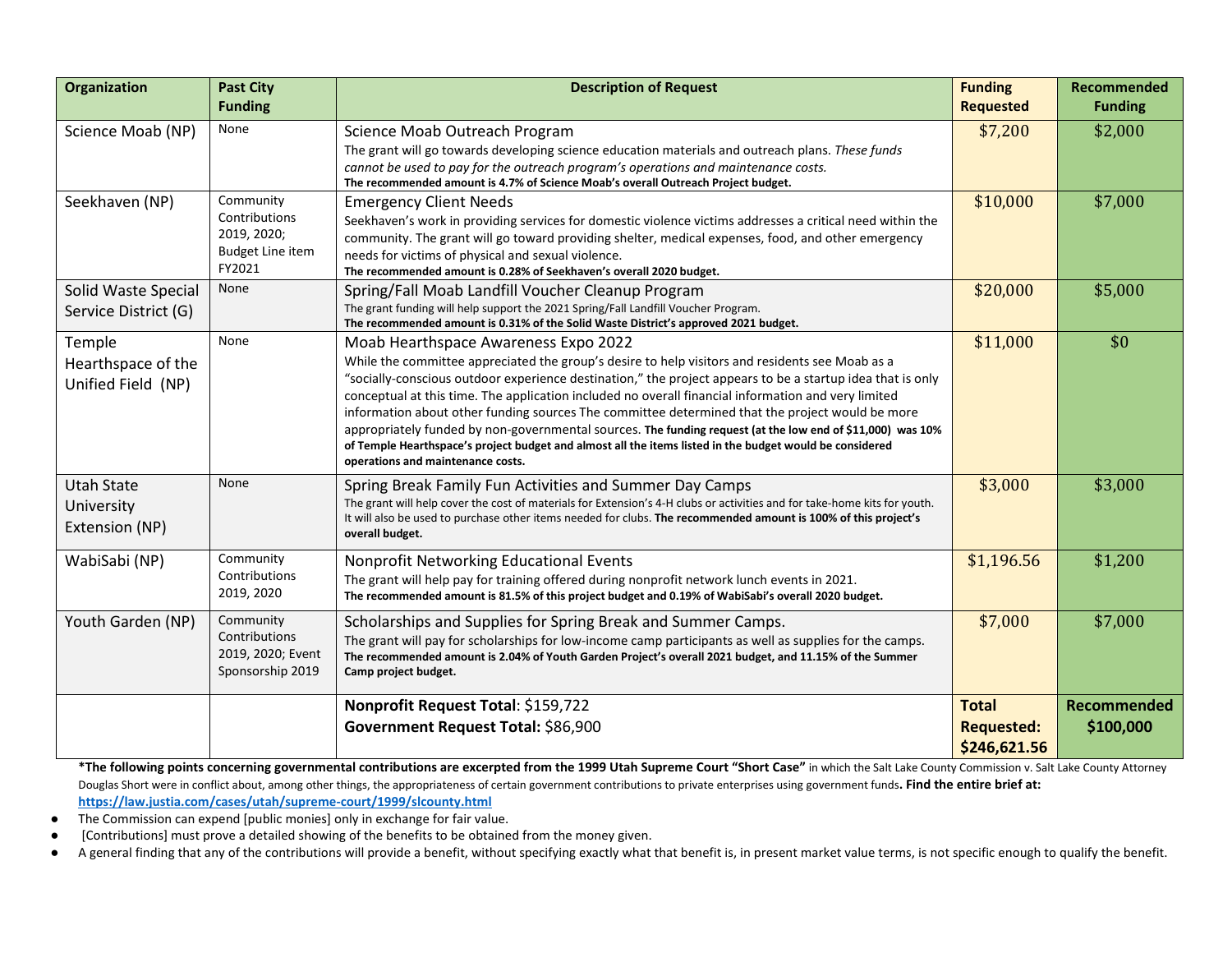| Organization | Past City Funding | Description of Request | Funding Requested | Recommended Funding |
|---|---|---|---|---|
| Science Moab (NP) | None | Science Moab Outreach Program<br>The grant will go towards developing science education materials and outreach plans. *These funds cannot be used to pay for the outreach program's operations and maintenance costs.*<br>**The recommended amount is 4.7% of Science Moab's overall Outreach Project budget.** | $7,200 | $2,000 |
| Seekhaven (NP) | Community Contributions 2019, 2020; Budget Line item FY2021 | Emergency Client Needs<br>Seekhaven's work in providing services for domestic violence victims addresses a critical need within the community. The grant will go toward providing shelter, medical expenses, food, and other emergency needs for victims of physical and sexual violence.<br>**The recommended amount is 0.28% of Seekhaven's overall 2020 budget.** | $10,000 | $7,000 |
| Solid Waste Special Service District (G) | None | Spring/Fall Moab Landfill Voucher Cleanup Program<br>The grant funding will help support the 2021 Spring/Fall Landfill Voucher Program.<br>**The recommended amount is 0.31% of the Solid Waste District's approved 2021 budget.** | $20,000 | $5,000 |
| Temple Hearthspace of the Unified Field (NP) | None | Moab Hearthspace Awareness Expo 2022<br>While the committee appreciated the group's desire to help visitors and residents see Moab as a "socially-conscious outdoor experience destination," the project appears to be a startup idea that is only conceptual at this time. The application included no overall financial information and very limited information about other funding sources The committee determined that the project would be more appropriately funded by non-governmental sources. **The funding request (at the low end of $11,000) was 10% of Temple Hearthspace's project budget and almost all the items listed in the budget would be considered operations and maintenance costs.** | $11,000 | $0 |
| Utah State University Extension (NP) | None | Spring Break Family Fun Activities and Summer Day Camps<br>The grant will help cover the cost of materials for Extension's 4-H clubs or activities and for take-home kits for youth. It will also be used to purchase other items needed for clubs. **The recommended amount is 100% of this project's overall budget.** | $3,000 | $3,000 |
| WabiSabi (NP) | Community Contributions 2019, 2020 | Nonprofit Networking Educational Events<br>The grant will help pay for training offered during nonprofit network lunch events in 2021.<br>**The recommended amount is 81.5% of this project budget and 0.19% of WabiSabi's overall 2020 budget.** | $1,196.56 | $1,200 |
| Youth Garden (NP) | Community Contributions 2019, 2020; Event Sponsorship 2019 | Scholarships and Supplies for Spring Break and Summer Camps.<br>The grant will pay for scholarships for low-income camp participants as well as supplies for the camps.<br>**The recommended amount is 2.04% of Youth Garden Project's overall 2021 budget, and 11.15% of the Summer Camp project budget.** | $7,000 | $7,000 |
| | | **Nonprofit Request Total**: $159,722<br>**Government Request Total:** $86,900 | **Total Requested: $246,621.56** | **Recommended $100,000** |

***The following points concerning governmental contributions are excerpted from the 1999 Utah Supreme Court "Short Case"** in which the Salt Lake County Commission v. Salt Lake County Attorney Douglas Short were in conflict about, among other things, the appropriateness of certain government contributions to private enterprises using government funds**. Find the entire brief at: https://law.justia.com/cases/utah/supreme-court/1999/slcounty.html**

- The Commission can expend [public monies] only in exchange for fair value.
- [Contributions] must prove a detailed showing of the benefits to be obtained from the money given.
- A general finding that any of the contributions will provide a benefit, without specifying exactly what that benefit is, in present market value terms, is not specific enough to qualify the benefit.